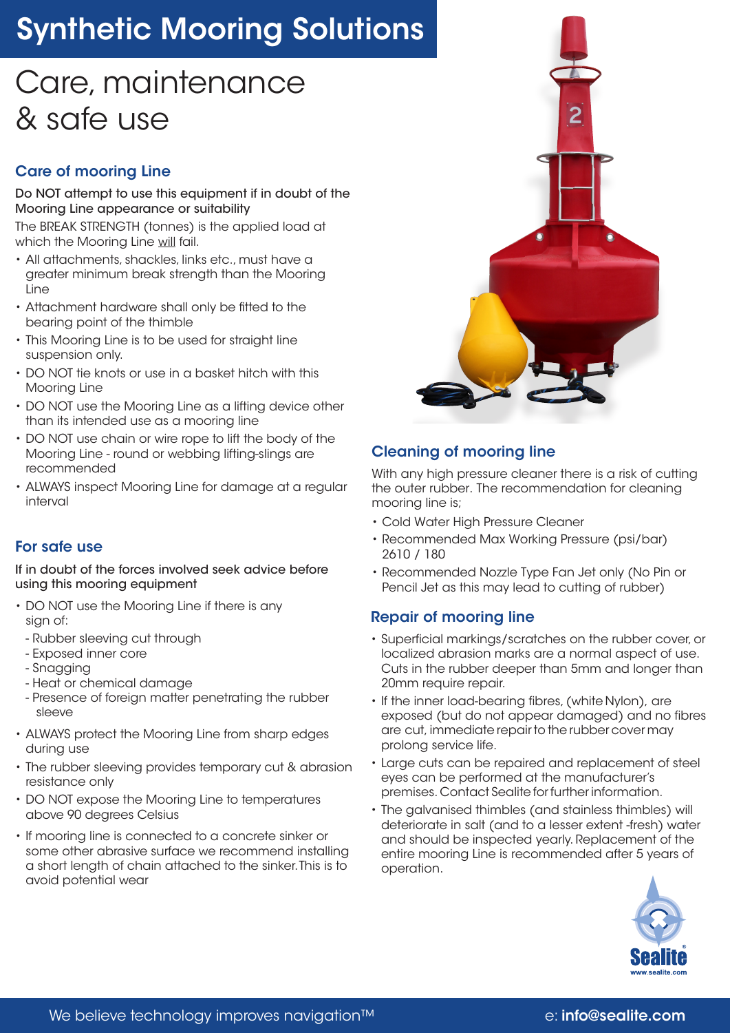# Synthetic Mooring Solutions

# Care, maintenance & safe use

## Care of mooring Line

Do NOT attempt to use this equipment if in doubt of the Mooring Line appearance or suitability

The BREAK STRENGTH (tonnes) is the applied load at which the Mooring Line will fail.

- All attachments, shackles, links etc., must have a greater minimum break strength than the Mooring Line
- Attachment hardware shall only be fitted to the bearing point of the thimble
- This Mooring Line is to be used for straight line suspension only.
- DO NOT tie knots or use in a basket hitch with this Mooring Line
- DO NOT use the Mooring Line as a lifting device other than its intended use as a mooring line
- DO NOT use chain or wire rope to lift the body of the Mooring Line - round or webbing lifting-slings are recommended
- ALWAYS inspect Mooring Line for damage at a regular interval

## For safe use

If in doubt of the forces involved seek advice before using this mooring equipment

- DO NOT use the Mooring Line if there is any sign of:
  - Rubber sleeving cut through
  - Exposed inner core
  - Snagging
  - Heat or chemical damage
  - Presence of foreign matter penetrating the rubber sleeve
- ALWAYS protect the Mooring Line from sharp edges during use
- The rubber sleeving provides temporary cut & abrasion resistance only
- DO NOT expose the Mooring Line to temperatures above 90 degrees Celsius
- If mooring line is connected to a concrete sinker or some other abrasive surface we recommend installing a short length of chain attached to the sinker. This is to avoid potential wear

## Cleaning of mooring line

With any high pressure cleaner there is a risk of cutting the outer rubber. The recommendation for cleaning mooring line is;

- Cold Water High Pressure Cleaner
- Recommended Max Working Pressure (psi/bar) 2610 / 180
- Recommended Nozzle Type Fan Jet only (No Pin or Pencil Jet as this may lead to cutting of rubber)

## Repair of mooring line

- Superficial markings/scratches on the rubber cover, or localized abrasion marks are a normal aspect of use. Cuts in the rubber deeper than 5mm and longer than 20mm require repair.
- If the inner load-bearing fibres, (white Nylon), are exposed (but do not appear damaged) and no fibres are cut, immediate repair to the rubber cover may prolong service life.
- Large cuts can be repaired and replacement of steel eyes can be performed at the manufacturer's premises. Contact Sealite for further information.
- The galvanised thimbles (and stainless thimbles) will deteriorate in salt (and to a lesser extent -fresh) water and should be inspected yearly. Replacement of the entire mooring Line is recommended after 5 years of operation.

We believe technology improves navigation™ e: **info@sealite.com**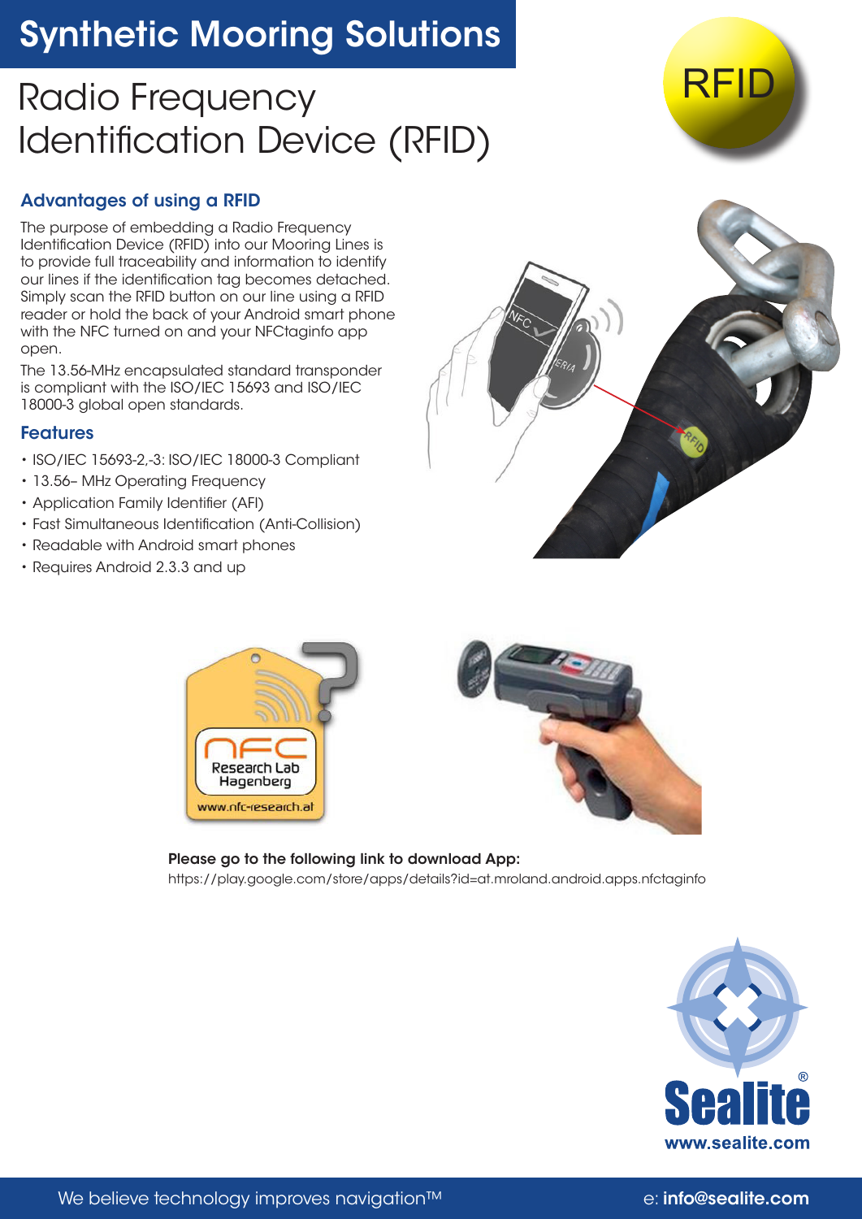# Synthetic Mooring Solutions

## Radio Frequency Identification Device (RFID)

### Advantages of using a RFID

The purpose of embedding a Radio Frequency Identification Device (RFID) into our Mooring Lines is to provide full traceability and information to identify our lines if the identification tag becomes detached. Simply scan the RFID button on our line using a RFID reader or hold the back of your Android smart phone with the NFC turned on and your NFCtaginfo app open.

The 13.56-MHz encapsulated standard transponder is compliant with the ISO/IEC 15693 and ISO/IEC 18000-3 global open standards.

### Features

- ISO/IEC 15693-2,-3: ISO/IEC 18000-3 Compliant
- 13.56– MHz Operating Frequency
- Application Family Identifier (AFI)
- Fast Simultaneous Identification (Anti-Collision)
- Readable with Android smart phones
- Requires Android 2.3.3 and up

**Please go to the following link to download App:**

https://play.google.com/store/apps/details?id=at.mroland.android.apps.nfctaginfo

We believe technology improves navigation™

e: **info@sealite.com**